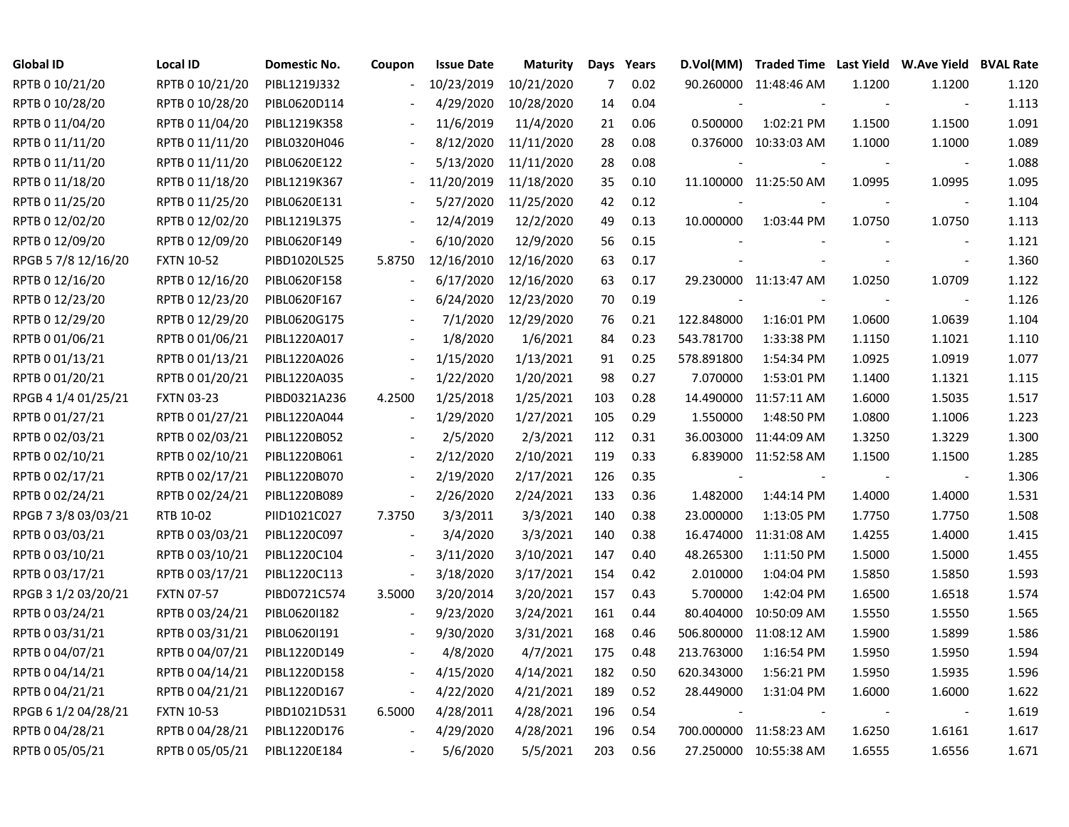| Global ID | Local ID | Domestic No. | Coupon | Issue Date | Maturity | Days | Years | D.Vol(MM) | Traded Time | Last Yield | W.Ave Yield | BVAL Rate |
|---|---|---|---|---|---|---|---|---|---|---|---|---|
| RPTB 0 10/21/20 | RPTB 0 10/21/20 | PIBL1219J332 | - | 10/23/2019 | 10/21/2020 | 7 | 0.02 | 90.260000 | 11:48:46 AM | 1.1200 | 1.1200 | 1.120 |
| RPTB 0 10/28/20 | RPTB 0 10/28/20 | PIBL0620D114 | - | 4/29/2020 | 10/28/2020 | 14 | 0.04 | - | - | - | - | 1.113 |
| RPTB 0 11/04/20 | RPTB 0 11/04/20 | PIBL1219K358 | - | 11/6/2019 | 11/4/2020 | 21 | 0.06 | 0.500000 | 1:02:21 PM | 1.1500 | 1.1500 | 1.091 |
| RPTB 0 11/11/20 | RPTB 0 11/11/20 | PIBL0320H046 | - | 8/12/2020 | 11/11/2020 | 28 | 0.08 | 0.376000 | 10:33:03 AM | 1.1000 | 1.1000 | 1.089 |
| RPTB 0 11/11/20 | RPTB 0 11/11/20 | PIBL0620E122 | - | 5/13/2020 | 11/11/2020 | 28 | 0.08 | - | - | - | - | 1.088 |
| RPTB 0 11/18/20 | RPTB 0 11/18/20 | PIBL1219K367 | - | 11/20/2019 | 11/18/2020 | 35 | 0.10 | 11.100000 | 11:25:50 AM | 1.0995 | 1.0995 | 1.095 |
| RPTB 0 11/25/20 | RPTB 0 11/25/20 | PIBL0620E131 | - | 5/27/2020 | 11/25/2020 | 42 | 0.12 | - | - | - | - | 1.104 |
| RPTB 0 12/02/20 | RPTB 0 12/02/20 | PIBL1219L375 | - | 12/4/2019 | 12/2/2020 | 49 | 0.13 | 10.000000 | 1:03:44 PM | 1.0750 | 1.0750 | 1.113 |
| RPTB 0 12/09/20 | RPTB 0 12/09/20 | PIBL0620F149 | - | 6/10/2020 | 12/9/2020 | 56 | 0.15 | - | - | - | - | 1.121 |
| RPGB 5 7/8 12/16/20 | FXTN 10-52 | PIBD1020L525 | 5.8750 | 12/16/2010 | 12/16/2020 | 63 | 0.17 | - | - | - | - | 1.360 |
| RPTB 0 12/16/20 | RPTB 0 12/16/20 | PIBL0620F158 | - | 6/17/2020 | 12/16/2020 | 63 | 0.17 | 29.230000 | 11:13:47 AM | 1.0250 | 1.0709 | 1.122 |
| RPTB 0 12/23/20 | RPTB 0 12/23/20 | PIBL0620F167 | - | 6/24/2020 | 12/23/2020 | 70 | 0.19 | - | - | - | - | 1.126 |
| RPTB 0 12/29/20 | RPTB 0 12/29/20 | PIBL0620G175 | - | 7/1/2020 | 12/29/2020 | 76 | 0.21 | 122.848000 | 1:16:01 PM | 1.0600 | 1.0639 | 1.104 |
| RPTB 0 01/06/21 | RPTB 0 01/06/21 | PIBL1220A017 | - | 1/8/2020 | 1/6/2021 | 84 | 0.23 | 543.781700 | 1:33:38 PM | 1.1150 | 1.1021 | 1.110 |
| RPTB 0 01/13/21 | RPTB 0 01/13/21 | PIBL1220A026 | - | 1/15/2020 | 1/13/2021 | 91 | 0.25 | 578.891800 | 1:54:34 PM | 1.0925 | 1.0919 | 1.077 |
| RPTB 0 01/20/21 | RPTB 0 01/20/21 | PIBL1220A035 | - | 1/22/2020 | 1/20/2021 | 98 | 0.27 | 7.070000 | 1:53:01 PM | 1.1400 | 1.1321 | 1.115 |
| RPGB 4 1/4 01/25/21 | FXTN 03-23 | PIBD0321A236 | 4.2500 | 1/25/2018 | 1/25/2021 | 103 | 0.28 | 14.490000 | 11:57:11 AM | 1.6000 | 1.5035 | 1.517 |
| RPTB 0 01/27/21 | RPTB 0 01/27/21 | PIBL1220A044 | - | 1/29/2020 | 1/27/2021 | 105 | 0.29 | 1.550000 | 1:48:50 PM | 1.0800 | 1.1006 | 1.223 |
| RPTB 0 02/03/21 | RPTB 0 02/03/21 | PIBL1220B052 | - | 2/5/2020 | 2/3/2021 | 112 | 0.31 | 36.003000 | 11:44:09 AM | 1.3250 | 1.3229 | 1.300 |
| RPTB 0 02/10/21 | RPTB 0 02/10/21 | PIBL1220B061 | - | 2/12/2020 | 2/10/2021 | 119 | 0.33 | 6.839000 | 11:52:58 AM | 1.1500 | 1.1500 | 1.285 |
| RPTB 0 02/17/21 | RPTB 0 02/17/21 | PIBL1220B070 | - | 2/19/2020 | 2/17/2021 | 126 | 0.35 | - | - | - | - | 1.306 |
| RPTB 0 02/24/21 | RPTB 0 02/24/21 | PIBL1220B089 | - | 2/26/2020 | 2/24/2021 | 133 | 0.36 | 1.482000 | 1:44:14 PM | 1.4000 | 1.4000 | 1.531 |
| RPGB 7 3/8 03/03/21 | RTB 10-02 | PIID1021C027 | 7.3750 | 3/3/2011 | 3/3/2021 | 140 | 0.38 | 23.000000 | 1:13:05 PM | 1.7750 | 1.7750 | 1.508 |
| RPTB 0 03/03/21 | RPTB 0 03/03/21 | PIBL1220C097 | - | 3/4/2020 | 3/3/2021 | 140 | 0.38 | 16.474000 | 11:31:08 AM | 1.4255 | 1.4000 | 1.415 |
| RPTB 0 03/10/21 | RPTB 0 03/10/21 | PIBL1220C104 | - | 3/11/2020 | 3/10/2021 | 147 | 0.40 | 48.265300 | 1:11:50 PM | 1.5000 | 1.5000 | 1.455 |
| RPTB 0 03/17/21 | RPTB 0 03/17/21 | PIBL1220C113 | - | 3/18/2020 | 3/17/2021 | 154 | 0.42 | 2.010000 | 1:04:04 PM | 1.5850 | 1.5850 | 1.593 |
| RPGB 3 1/2 03/20/21 | FXTN 07-57 | PIBD0721C574 | 3.5000 | 3/20/2014 | 3/20/2021 | 157 | 0.43 | 5.700000 | 1:42:04 PM | 1.6500 | 1.6518 | 1.574 |
| RPTB 0 03/24/21 | RPTB 0 03/24/21 | PIBL0620I182 | - | 9/23/2020 | 3/24/2021 | 161 | 0.44 | 80.404000 | 10:50:09 AM | 1.5550 | 1.5550 | 1.565 |
| RPTB 0 03/31/21 | RPTB 0 03/31/21 | PIBL0620I191 | - | 9/30/2020 | 3/31/2021 | 168 | 0.46 | 506.800000 | 11:08:12 AM | 1.5900 | 1.5899 | 1.586 |
| RPTB 0 04/07/21 | RPTB 0 04/07/21 | PIBL1220D149 | - | 4/8/2020 | 4/7/2021 | 175 | 0.48 | 213.763000 | 1:16:54 PM | 1.5950 | 1.5950 | 1.594 |
| RPTB 0 04/14/21 | RPTB 0 04/14/21 | PIBL1220D158 | - | 4/15/2020 | 4/14/2021 | 182 | 0.50 | 620.343000 | 1:56:21 PM | 1.5950 | 1.5935 | 1.596 |
| RPTB 0 04/21/21 | RPTB 0 04/21/21 | PIBL1220D167 | - | 4/22/2020 | 4/21/2021 | 189 | 0.52 | 28.449000 | 1:31:04 PM | 1.6000 | 1.6000 | 1.622 |
| RPGB 6 1/2 04/28/21 | FXTN 10-53 | PIBD1021D531 | 6.5000 | 4/28/2011 | 4/28/2021 | 196 | 0.54 | - | - | - | - | 1.619 |
| RPTB 0 04/28/21 | RPTB 0 04/28/21 | PIBL1220D176 | - | 4/29/2020 | 4/28/2021 | 196 | 0.54 | 700.000000 | 11:58:23 AM | 1.6250 | 1.6161 | 1.617 |
| RPTB 0 05/05/21 | RPTB 0 05/05/21 | PIBL1220E184 | - | 5/6/2020 | 5/5/2021 | 203 | 0.56 | 27.250000 | 10:55:38 AM | 1.6555 | 1.6556 | 1.671 |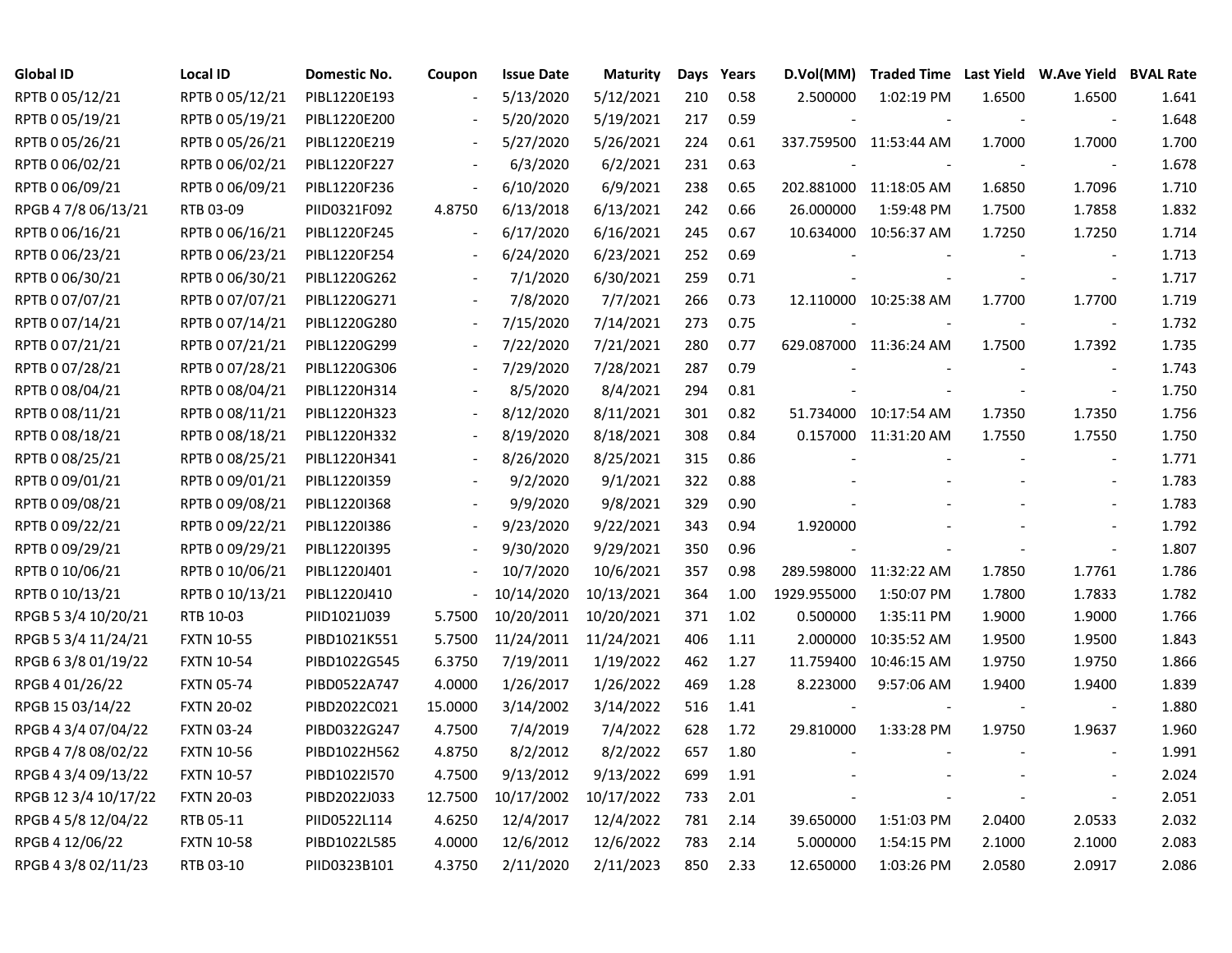| Global ID | Local ID | Domestic No. | Coupon | Issue Date | Maturity | Days | Years | D.Vol(MM) | Traded Time | Last Yield | W.Ave Yield | BVAL Rate |
|---|---|---|---|---|---|---|---|---|---|---|---|---|
| RPTB 0 05/12/21 | RPTB 0 05/12/21 | PIBL1220E193 | - | 5/13/2020 | 5/12/2021 | 210 | 0.58 | 2.500000 | 1:02:19 PM | 1.6500 | 1.6500 | 1.641 |
| RPTB 0 05/19/21 | RPTB 0 05/19/21 | PIBL1220E200 | - | 5/20/2020 | 5/19/2021 | 217 | 0.59 | - | - | - | - | 1.648 |
| RPTB 0 05/26/21 | RPTB 0 05/26/21 | PIBL1220E219 | - | 5/27/2020 | 5/26/2021 | 224 | 0.61 | 337.759500 | 11:53:44 AM | 1.7000 | 1.7000 | 1.700 |
| RPTB 0 06/02/21 | RPTB 0 06/02/21 | PIBL1220F227 | - | 6/3/2020 | 6/2/2021 | 231 | 0.63 | - | - | - | - | 1.678 |
| RPTB 0 06/09/21 | RPTB 0 06/09/21 | PIBL1220F236 | - | 6/10/2020 | 6/9/2021 | 238 | 0.65 | 202.881000 | 11:18:05 AM | 1.6850 | 1.7096 | 1.710 |
| RPGB 4 7/8 06/13/21 | RTB 03-09 | PIID0321F092 | 4.8750 | 6/13/2018 | 6/13/2021 | 242 | 0.66 | 26.000000 | 1:59:48 PM | 1.7500 | 1.7858 | 1.832 |
| RPTB 0 06/16/21 | RPTB 0 06/16/21 | PIBL1220F245 | - | 6/17/2020 | 6/16/2021 | 245 | 0.67 | 10.634000 | 10:56:37 AM | 1.7250 | 1.7250 | 1.714 |
| RPTB 0 06/23/21 | RPTB 0 06/23/21 | PIBL1220F254 | - | 6/24/2020 | 6/23/2021 | 252 | 0.69 | - | - | - | - | 1.713 |
| RPTB 0 06/30/21 | RPTB 0 06/30/21 | PIBL1220G262 | - | 7/1/2020 | 6/30/2021 | 259 | 0.71 | - | - | - | - | 1.717 |
| RPTB 0 07/07/21 | RPTB 0 07/07/21 | PIBL1220G271 | - | 7/8/2020 | 7/7/2021 | 266 | 0.73 | 12.110000 | 10:25:38 AM | 1.7700 | 1.7700 | 1.719 |
| RPTB 0 07/14/21 | RPTB 0 07/14/21 | PIBL1220G280 | - | 7/15/2020 | 7/14/2021 | 273 | 0.75 | - | - | - | - | 1.732 |
| RPTB 0 07/21/21 | RPTB 0 07/21/21 | PIBL1220G299 | - | 7/22/2020 | 7/21/2021 | 280 | 0.77 | 629.087000 | 11:36:24 AM | 1.7500 | 1.7392 | 1.735 |
| RPTB 0 07/28/21 | RPTB 0 07/28/21 | PIBL1220G306 | - | 7/29/2020 | 7/28/2021 | 287 | 0.79 | - | - | - | - | 1.743 |
| RPTB 0 08/04/21 | RPTB 0 08/04/21 | PIBL1220H314 | - | 8/5/2020 | 8/4/2021 | 294 | 0.81 | - | - | - | - | 1.750 |
| RPTB 0 08/11/21 | RPTB 0 08/11/21 | PIBL1220H323 | - | 8/12/2020 | 8/11/2021 | 301 | 0.82 | 51.734000 | 10:17:54 AM | 1.7350 | 1.7350 | 1.756 |
| RPTB 0 08/18/21 | RPTB 0 08/18/21 | PIBL1220H332 | - | 8/19/2020 | 8/18/2021 | 308 | 0.84 | 0.157000 | 11:31:20 AM | 1.7550 | 1.7550 | 1.750 |
| RPTB 0 08/25/21 | RPTB 0 08/25/21 | PIBL1220H341 | - | 8/26/2020 | 8/25/2021 | 315 | 0.86 | - | - | - | - | 1.771 |
| RPTB 0 09/01/21 | RPTB 0 09/01/21 | PIBL1220I359 | - | 9/2/2020 | 9/1/2021 | 322 | 0.88 | - | - | - | - | 1.783 |
| RPTB 0 09/08/21 | RPTB 0 09/08/21 | PIBL1220I368 | - | 9/9/2020 | 9/8/2021 | 329 | 0.90 | - | - | - | - | 1.783 |
| RPTB 0 09/22/21 | RPTB 0 09/22/21 | PIBL1220I386 | - | 9/23/2020 | 9/22/2021 | 343 | 0.94 | 1.920000 | - | - | - | 1.792 |
| RPTB 0 09/29/21 | RPTB 0 09/29/21 | PIBL1220I395 | - | 9/30/2020 | 9/29/2021 | 350 | 0.96 | - | - | - | - | 1.807 |
| RPTB 0 10/06/21 | RPTB 0 10/06/21 | PIBL1220J401 | - | 10/7/2020 | 10/6/2021 | 357 | 0.98 | 289.598000 | 11:32:22 AM | 1.7850 | 1.7761 | 1.786 |
| RPTB 0 10/13/21 | RPTB 0 10/13/21 | PIBL1220J410 | - | 10/14/2020 | 10/13/2021 | 364 | 1.00 | 1929.955000 | 1:50:07 PM | 1.7800 | 1.7833 | 1.782 |
| RPGB 5 3/4 10/20/21 | RTB 10-03 | PIID1021J039 | 5.7500 | 10/20/2011 | 10/20/2021 | 371 | 1.02 | 0.500000 | 1:35:11 PM | 1.9000 | 1.9000 | 1.766 |
| RPGB 5 3/4 11/24/21 | FXTN 10-55 | PIBD1021K551 | 5.7500 | 11/24/2011 | 11/24/2021 | 406 | 1.11 | 2.000000 | 10:35:52 AM | 1.9500 | 1.9500 | 1.843 |
| RPGB 6 3/8 01/19/22 | FXTN 10-54 | PIBD1022G545 | 6.3750 | 7/19/2011 | 1/19/2022 | 462 | 1.27 | 11.759400 | 10:46:15 AM | 1.9750 | 1.9750 | 1.866 |
| RPGB 4 01/26/22 | FXTN 05-74 | PIBD0522A747 | 4.0000 | 1/26/2017 | 1/26/2022 | 469 | 1.28 | 8.223000 | 9:57:06 AM | 1.9400 | 1.9400 | 1.839 |
| RPGB 15 03/14/22 | FXTN 20-02 | PIBD2022C021 | 15.0000 | 3/14/2002 | 3/14/2022 | 516 | 1.41 | - | - | - | - | 1.880 |
| RPGB 4 3/4 07/04/22 | FXTN 03-24 | PIBD0322G247 | 4.7500 | 7/4/2019 | 7/4/2022 | 628 | 1.72 | 29.810000 | 1:33:28 PM | 1.9750 | 1.9637 | 1.960 |
| RPGB 4 7/8 08/02/22 | FXTN 10-56 | PIBD1022H562 | 4.8750 | 8/2/2012 | 8/2/2022 | 657 | 1.80 | - | - | - | - | 1.991 |
| RPGB 4 3/4 09/13/22 | FXTN 10-57 | PIBD1022I570 | 4.7500 | 9/13/2012 | 9/13/2022 | 699 | 1.91 | - | - | - | - | 2.024 |
| RPGB 12 3/4 10/17/22 | FXTN 20-03 | PIBD2022J033 | 12.7500 | 10/17/2002 | 10/17/2022 | 733 | 2.01 | - | - | - | - | 2.051 |
| RPGB 4 5/8 12/04/22 | RTB 05-11 | PIID0522L114 | 4.6250 | 12/4/2017 | 12/4/2022 | 781 | 2.14 | 39.650000 | 1:51:03 PM | 2.0400 | 2.0533 | 2.032 |
| RPGB 4 12/06/22 | FXTN 10-58 | PIBD1022L585 | 4.0000 | 12/6/2012 | 12/6/2022 | 783 | 2.14 | 5.000000 | 1:54:15 PM | 2.1000 | 2.1000 | 2.083 |
| RPGB 4 3/8 02/11/23 | RTB 03-10 | PIID0323B101 | 4.3750 | 2/11/2020 | 2/11/2023 | 850 | 2.33 | 12.650000 | 1:03:26 PM | 2.0580 | 2.0917 | 2.086 |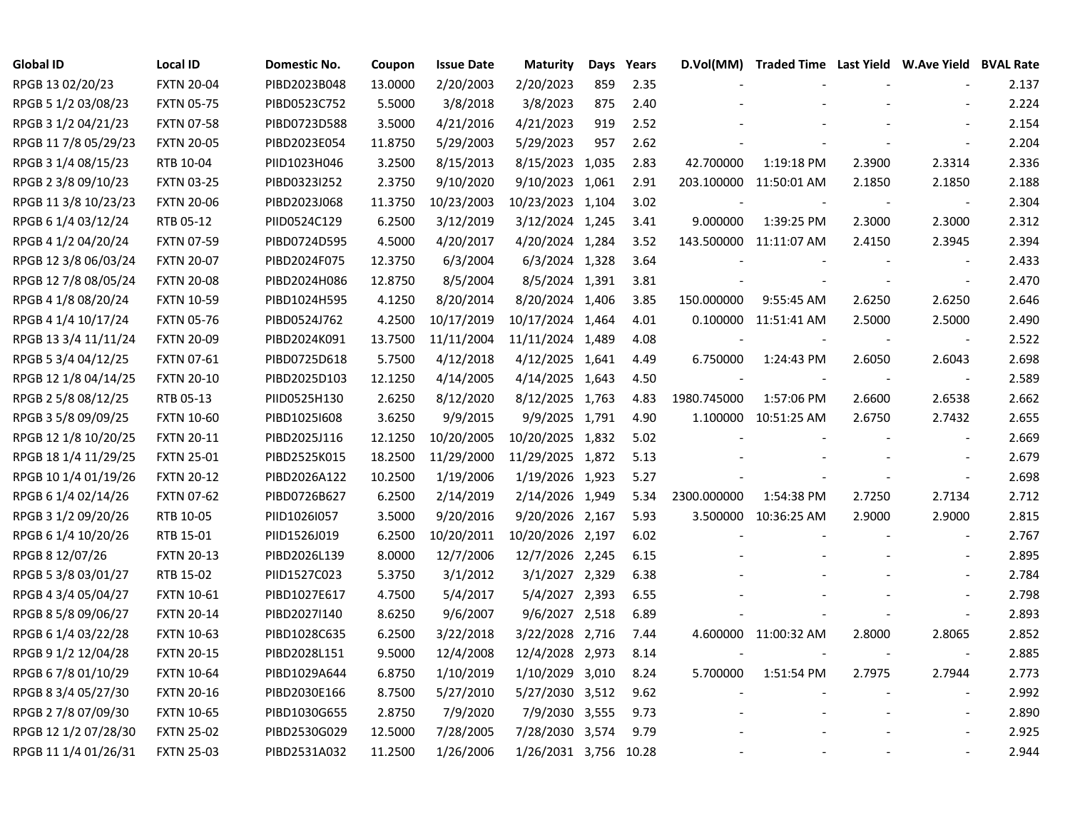| Global ID | Local ID | Domestic No. | Coupon | Issue Date | Maturity | Days | Years | D.Vol(MM) | Traded Time | Last Yield | W.Ave Yield | BVAL Rate |
|---|---|---|---|---|---|---|---|---|---|---|---|---|
| RPGB 13 02/20/23 | FXTN 20-04 | PIBD2023B048 | 13.0000 | 2/20/2003 | 2/20/2023 | 859 | 2.35 | - | - | - | - | 2.137 |
| RPGB 5 1/2 03/08/23 | FXTN 05-75 | PIBD0523C752 | 5.5000 | 3/8/2018 | 3/8/2023 | 875 | 2.40 | - | - | - | - | 2.224 |
| RPGB 3 1/2 04/21/23 | FXTN 07-58 | PIBD0723D588 | 3.5000 | 4/21/2016 | 4/21/2023 | 919 | 2.52 | - | - | - | - | 2.154 |
| RPGB 11 7/8 05/29/23 | FXTN 20-05 | PIBD2023E054 | 11.8750 | 5/29/2003 | 5/29/2023 | 957 | 2.62 | - | - | - | - | 2.204 |
| RPGB 3 1/4 08/15/23 | RTB 10-04 | PIID1023H046 | 3.2500 | 8/15/2013 | 8/15/2023 | 1,035 | 2.83 | 42.700000 | 1:19:18 PM | 2.3900 | 2.3314 | 2.336 |
| RPGB 2 3/8 09/10/23 | FXTN 03-25 | PIBD0323I252 | 2.3750 | 9/10/2020 | 9/10/2023 | 1,061 | 2.91 | 203.100000 | 11:50:01 AM | 2.1850 | 2.1850 | 2.188 |
| RPGB 11 3/8 10/23/23 | FXTN 20-06 | PIBD2023J068 | 11.3750 | 10/23/2003 | 10/23/2023 | 1,104 | 3.02 | - | - | - | - | 2.304 |
| RPGB 6 1/4 03/12/24 | RTB 05-12 | PIID0524C129 | 6.2500 | 3/12/2019 | 3/12/2024 | 1,245 | 3.41 | 9.000000 | 1:39:25 PM | 2.3000 | 2.3000 | 2.312 |
| RPGB 4 1/2 04/20/24 | FXTN 07-59 | PIBD0724D595 | 4.5000 | 4/20/2017 | 4/20/2024 | 1,284 | 3.52 | 143.500000 | 11:11:07 AM | 2.4150 | 2.3945 | 2.394 |
| RPGB 12 3/8 06/03/24 | FXTN 20-07 | PIBD2024F075 | 12.3750 | 6/3/2004 | 6/3/2024 | 1,328 | 3.64 | - | - | - | - | 2.433 |
| RPGB 12 7/8 08/05/24 | FXTN 20-08 | PIBD2024H086 | 12.8750 | 8/5/2004 | 8/5/2024 | 1,391 | 3.81 | - | - | - | - | 2.470 |
| RPGB 4 1/8 08/20/24 | FXTN 10-59 | PIBD1024H595 | 4.1250 | 8/20/2014 | 8/20/2024 | 1,406 | 3.85 | 150.000000 | 9:55:45 AM | 2.6250 | 2.6250 | 2.646 |
| RPGB 4 1/4 10/17/24 | FXTN 05-76 | PIBD0524J762 | 4.2500 | 10/17/2019 | 10/17/2024 | 1,464 | 4.01 | 0.100000 | 11:51:41 AM | 2.5000 | 2.5000 | 2.490 |
| RPGB 13 3/4 11/11/24 | FXTN 20-09 | PIBD2024K091 | 13.7500 | 11/11/2004 | 11/11/2024 | 1,489 | 4.08 | - | - | - | - | 2.522 |
| RPGB 5 3/4 04/12/25 | FXTN 07-61 | PIBD0725D618 | 5.7500 | 4/12/2018 | 4/12/2025 | 1,641 | 4.49 | 6.750000 | 1:24:43 PM | 2.6050 | 2.6043 | 2.698 |
| RPGB 12 1/8 04/14/25 | FXTN 20-10 | PIBD2025D103 | 12.1250 | 4/14/2005 | 4/14/2025 | 1,643 | 4.50 | - | - | - | - | 2.589 |
| RPGB 2 5/8 08/12/25 | RTB 05-13 | PIID0525H130 | 2.6250 | 8/12/2020 | 8/12/2025 | 1,763 | 4.83 | 1980.745000 | 1:57:06 PM | 2.6600 | 2.6538 | 2.662 |
| RPGB 3 5/8 09/09/25 | FXTN 10-60 | PIBD1025I608 | 3.6250 | 9/9/2015 | 9/9/2025 | 1,791 | 4.90 | 1.100000 | 10:51:25 AM | 2.6750 | 2.7432 | 2.655 |
| RPGB 12 1/8 10/20/25 | FXTN 20-11 | PIBD2025J116 | 12.1250 | 10/20/2005 | 10/20/2025 | 1,832 | 5.02 | - | - | - | - | 2.669 |
| RPGB 18 1/4 11/29/25 | FXTN 25-01 | PIBD2525K015 | 18.2500 | 11/29/2000 | 11/29/2025 | 1,872 | 5.13 | - | - | - | - | 2.679 |
| RPGB 10 1/4 01/19/26 | FXTN 20-12 | PIBD2026A122 | 10.2500 | 1/19/2006 | 1/19/2026 | 1,923 | 5.27 | - | - | - | - | 2.698 |
| RPGB 6 1/4 02/14/26 | FXTN 07-62 | PIBD0726B627 | 6.2500 | 2/14/2019 | 2/14/2026 | 1,949 | 5.34 | 2300.000000 | 1:54:38 PM | 2.7250 | 2.7134 | 2.712 |
| RPGB 3 1/2 09/20/26 | RTB 10-05 | PIID1026I057 | 3.5000 | 9/20/2016 | 9/20/2026 | 2,167 | 5.93 | 3.500000 | 10:36:25 AM | 2.9000 | 2.9000 | 2.815 |
| RPGB 6 1/4 10/20/26 | RTB 15-01 | PIID1526J019 | 6.2500 | 10/20/2011 | 10/20/2026 | 2,197 | 6.02 | - | - | - | - | 2.767 |
| RPGB 8 12/07/26 | FXTN 20-13 | PIBD2026L139 | 8.0000 | 12/7/2006 | 12/7/2026 | 2,245 | 6.15 | - | - | - | - | 2.895 |
| RPGB 5 3/8 03/01/27 | RTB 15-02 | PIID1527C023 | 5.3750 | 3/1/2012 | 3/1/2027 | 2,329 | 6.38 | - | - | - | - | 2.784 |
| RPGB 4 3/4 05/04/27 | FXTN 10-61 | PIBD1027E617 | 4.7500 | 5/4/2017 | 5/4/2027 | 2,393 | 6.55 | - | - | - | - | 2.798 |
| RPGB 8 5/8 09/06/27 | FXTN 20-14 | PIBD2027I140 | 8.6250 | 9/6/2007 | 9/6/2027 | 2,518 | 6.89 | - | - | - | - | 2.893 |
| RPGB 6 1/4 03/22/28 | FXTN 10-63 | PIBD1028C635 | 6.2500 | 3/22/2018 | 3/22/2028 | 2,716 | 7.44 | 4.600000 | 11:00:32 AM | 2.8000 | 2.8065 | 2.852 |
| RPGB 9 1/2 12/04/28 | FXTN 20-15 | PIBD2028L151 | 9.5000 | 12/4/2008 | 12/4/2028 | 2,973 | 8.14 | - | - | - | - | 2.885 |
| RPGB 6 7/8 01/10/29 | FXTN 10-64 | PIBD1029A644 | 6.8750 | 1/10/2019 | 1/10/2029 | 3,010 | 8.24 | 5.700000 | 1:51:54 PM | 2.7975 | 2.7944 | 2.773 |
| RPGB 8 3/4 05/27/30 | FXTN 20-16 | PIBD2030E166 | 8.7500 | 5/27/2010 | 5/27/2030 | 3,512 | 9.62 | - | - | - | - | 2.992 |
| RPGB 2 7/8 07/09/30 | FXTN 10-65 | PIBD1030G655 | 2.8750 | 7/9/2020 | 7/9/2030 | 3,555 | 9.73 | - | - | - | - | 2.890 |
| RPGB 12 1/2 07/28/30 | FXTN 25-02 | PIBD2530G029 | 12.5000 | 7/28/2005 | 7/28/2030 | 3,574 | 9.79 | - | - | - | - | 2.925 |
| RPGB 11 1/4 01/26/31 | FXTN 25-03 | PIBD2531A032 | 11.2500 | 1/26/2006 | 1/26/2031 | 3,756 | 10.28 | - | - | - | - | 2.944 |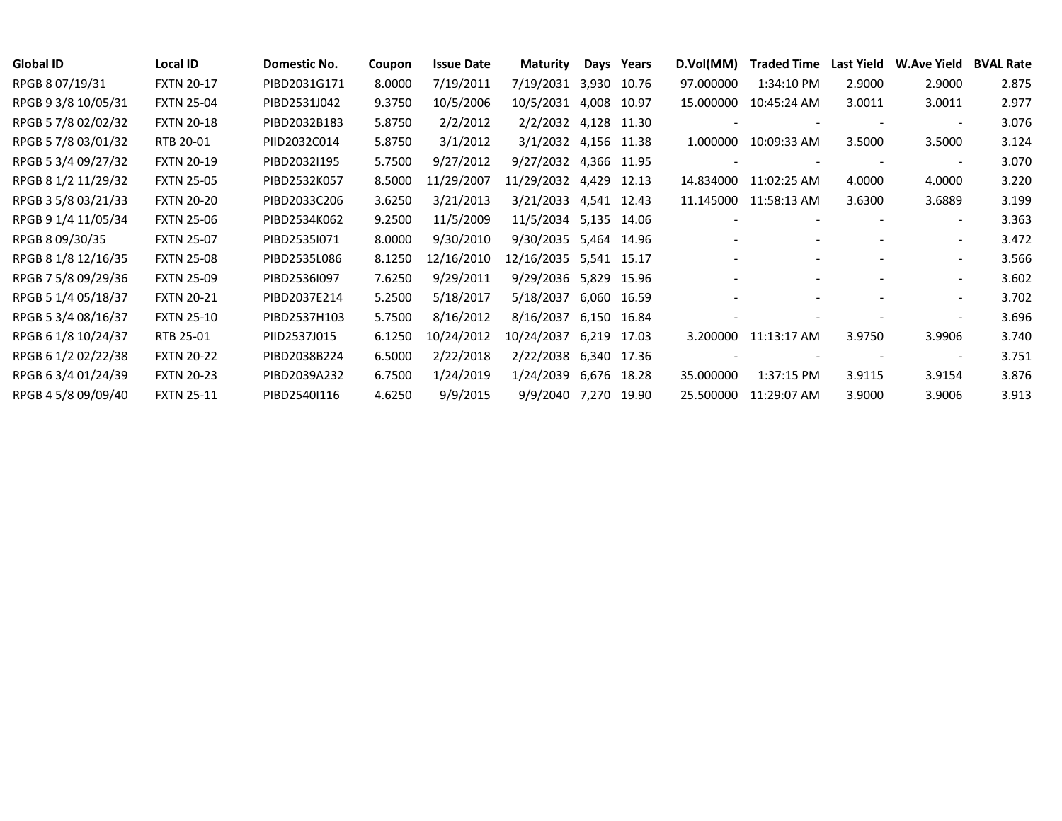| Global ID | Local ID | Domestic No. | Coupon | Issue Date | Maturity | Days | Years | D.Vol(MM) | Traded Time | Last Yield | W.Ave Yield | BVAL Rate |
|---|---|---|---|---|---|---|---|---|---|---|---|---|
| RPGB 8 07/19/31 | FXTN 20-17 | PIBD2031G171 | 8.0000 | 7/19/2011 | 7/19/2031 | 3,930 | 10.76 | 97.000000 | 1:34:10 PM | 2.9000 | 2.9000 | 2.875 |
| RPGB 9 3/8 10/05/31 | FXTN 25-04 | PIBD2531J042 | 9.3750 | 10/5/2006 | 10/5/2031 | 4,008 | 10.97 | 15.000000 | 10:45:24 AM | 3.0011 | 3.0011 | 2.977 |
| RPGB 5 7/8 02/02/32 | FXTN 20-18 | PIBD2032B183 | 5.8750 | 2/2/2012 | 2/2/2032 | 4,128 | 11.30 | - | - | - | - | 3.076 |
| RPGB 5 7/8 03/01/32 | RTB 20-01 | PIID2032C014 | 5.8750 | 3/1/2012 | 3/1/2032 | 4,156 | 11.38 | 1.000000 | 10:09:33 AM | 3.5000 | 3.5000 | 3.124 |
| RPGB 5 3/4 09/27/32 | FXTN 20-19 | PIBD2032I195 | 5.7500 | 9/27/2012 | 9/27/2032 | 4,366 | 11.95 | - | - | - | - | 3.070 |
| RPGB 8 1/2 11/29/32 | FXTN 25-05 | PIBD2532K057 | 8.5000 | 11/29/2007 | 11/29/2032 | 4,429 | 12.13 | 14.834000 | 11:02:25 AM | 4.0000 | 4.0000 | 3.220 |
| RPGB 3 5/8 03/21/33 | FXTN 20-20 | PIBD2033C206 | 3.6250 | 3/21/2013 | 3/21/2033 | 4,541 | 12.43 | 11.145000 | 11:58:13 AM | 3.6300 | 3.6889 | 3.199 |
| RPGB 9 1/4 11/05/34 | FXTN 25-06 | PIBD2534K062 | 9.2500 | 11/5/2009 | 11/5/2034 | 5,135 | 14.06 | - | - | - | - | 3.363 |
| RPGB 8 09/30/35 | FXTN 25-07 | PIBD2535I071 | 8.0000 | 9/30/2010 | 9/30/2035 | 5,464 | 14.96 | - | - | - | - | 3.472 |
| RPGB 8 1/8 12/16/35 | FXTN 25-08 | PIBD2535L086 | 8.1250 | 12/16/2010 | 12/16/2035 | 5,541 | 15.17 | - | - | - | - | 3.566 |
| RPGB 7 5/8 09/29/36 | FXTN 25-09 | PIBD2536I097 | 7.6250 | 9/29/2011 | 9/29/2036 | 5,829 | 15.96 | - | - | - | - | 3.602 |
| RPGB 5 1/4 05/18/37 | FXTN 20-21 | PIBD2037E214 | 5.2500 | 5/18/2017 | 5/18/2037 | 6,060 | 16.59 | - | - | - | - | 3.702 |
| RPGB 5 3/4 08/16/37 | FXTN 25-10 | PIBD2537H103 | 5.7500 | 8/16/2012 | 8/16/2037 | 6,150 | 16.84 | - | - | - | - | 3.696 |
| RPGB 6 1/8 10/24/37 | RTB 25-01 | PIID2537J015 | 6.1250 | 10/24/2012 | 10/24/2037 | 6,219 | 17.03 | 3.200000 | 11:13:17 AM | 3.9750 | 3.9906 | 3.740 |
| RPGB 6 1/2 02/22/38 | FXTN 20-22 | PIBD2038B224 | 6.5000 | 2/22/2018 | 2/22/2038 | 6,340 | 17.36 | - | - | - | - | 3.751 |
| RPGB 6 3/4 01/24/39 | FXTN 20-23 | PIBD2039A232 | 6.7500 | 1/24/2019 | 1/24/2039 | 6,676 | 18.28 | 35.000000 | 1:37:15 PM | 3.9115 | 3.9154 | 3.876 |
| RPGB 4 5/8 09/09/40 | FXTN 25-11 | PIBD2540I116 | 4.6250 | 9/9/2015 | 9/9/2040 | 7,270 | 19.90 | 25.500000 | 11:29:07 AM | 3.9000 | 3.9006 | 3.913 |